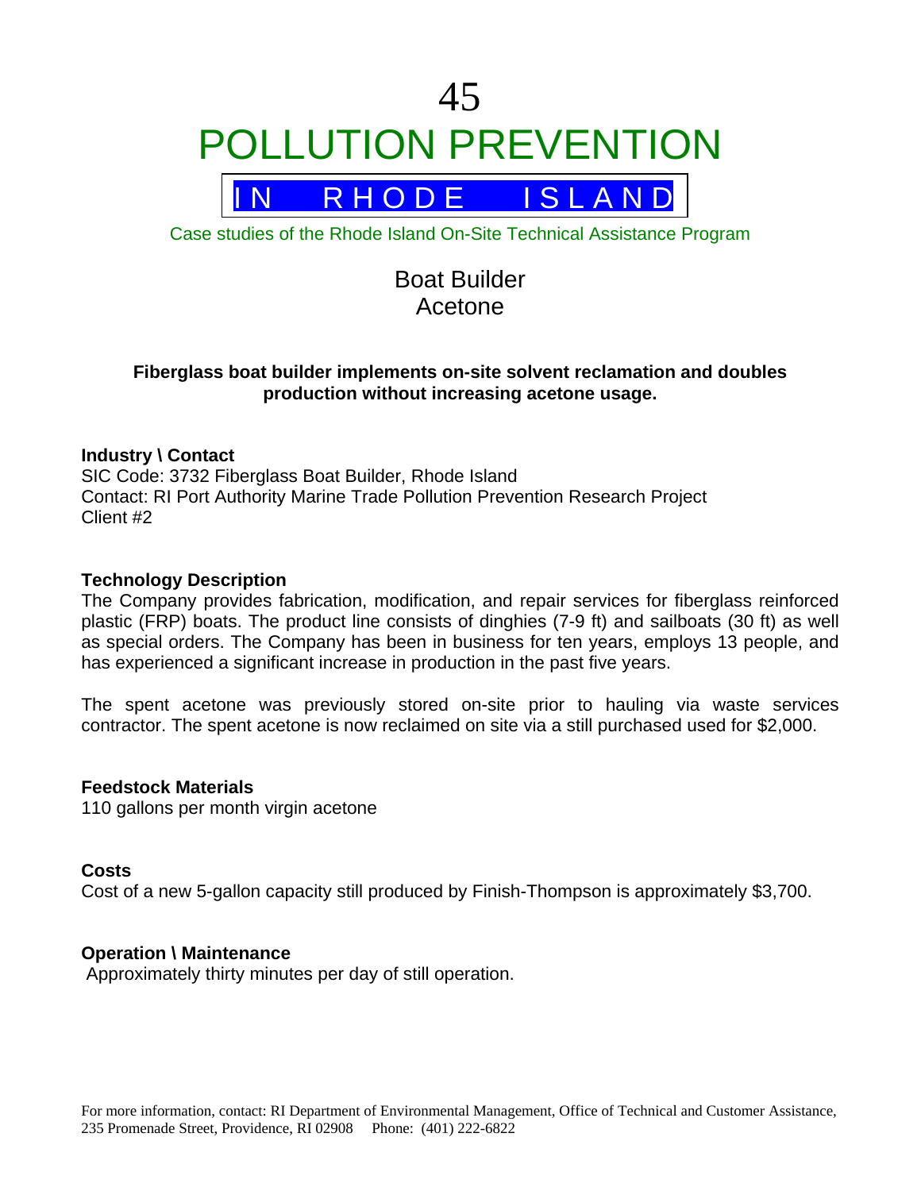# 45

# POLLUTION PREVENTION

## IN RHODE ISLAND

Case studies of the Rhode Island On-Site Technical Assistance Program

## Boat Builder
## Acetone

**Fiberglass boat builder implements on-site solvent reclamation and doubles production without increasing acetone usage.**

**Industry \ Contact**
SIC Code: 3732 Fiberglass Boat Builder, Rhode Island
Contact: RI Port Authority Marine Trade Pollution Prevention Research Project
Client #2

**Technology Description**
The Company provides fabrication, modification, and repair services for fiberglass reinforced plastic (FRP) boats. The product line consists of dinghies (7-9 ft) and sailboats (30 ft) as well as special orders. The Company has been in business for ten years, employs 13 people, and has experienced a significant increase in production in the past five years.

The spent acetone was previously stored on-site prior to hauling via waste services contractor. The spent acetone is now reclaimed on site via a still purchased used for $2,000.

**Feedstock Materials**
110 gallons per month virgin acetone

**Costs**
Cost of a new 5-gallon capacity still produced by Finish-Thompson is approximately $3,700.

**Operation \ Maintenance**
Approximately thirty minutes per day of still operation.

For more information, contact: RI Department of Environmental Management, Office of Technical and Customer Assistance, 235 Promenade Street, Providence, RI 02908 Phone: (401) 222-6822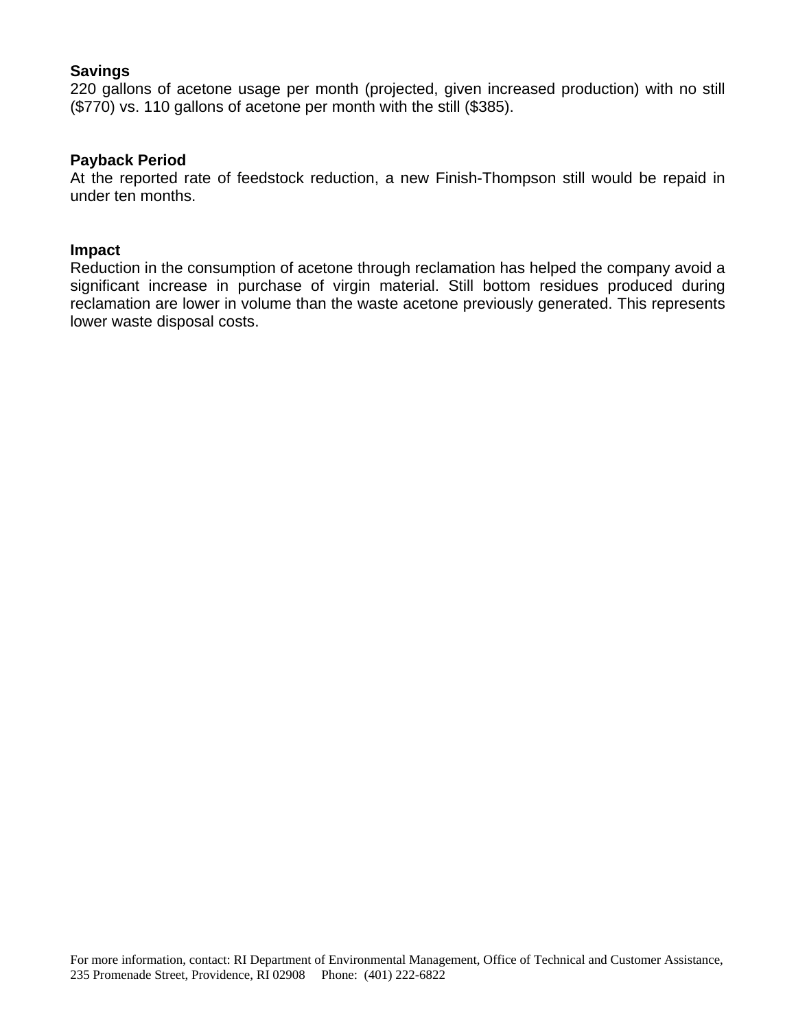**Savings**

220 gallons of acetone usage per month (projected, given increased production) with no still ($770) vs. 110 gallons of acetone per month with the still ($385).

**Payback Period**

At the reported rate of feedstock reduction, a new Finish-Thompson still would be repaid in under ten months.

**Impact**

Reduction in the consumption of acetone through reclamation has helped the company avoid a significant increase in purchase of virgin material. Still bottom residues produced during reclamation are lower in volume than the waste acetone previously generated. This represents lower waste disposal costs.

For more information, contact: RI Department of Environmental Management, Office of Technical and Customer Assistance, 235 Promenade Street, Providence, RI 02908 Phone: (401) 222-6822